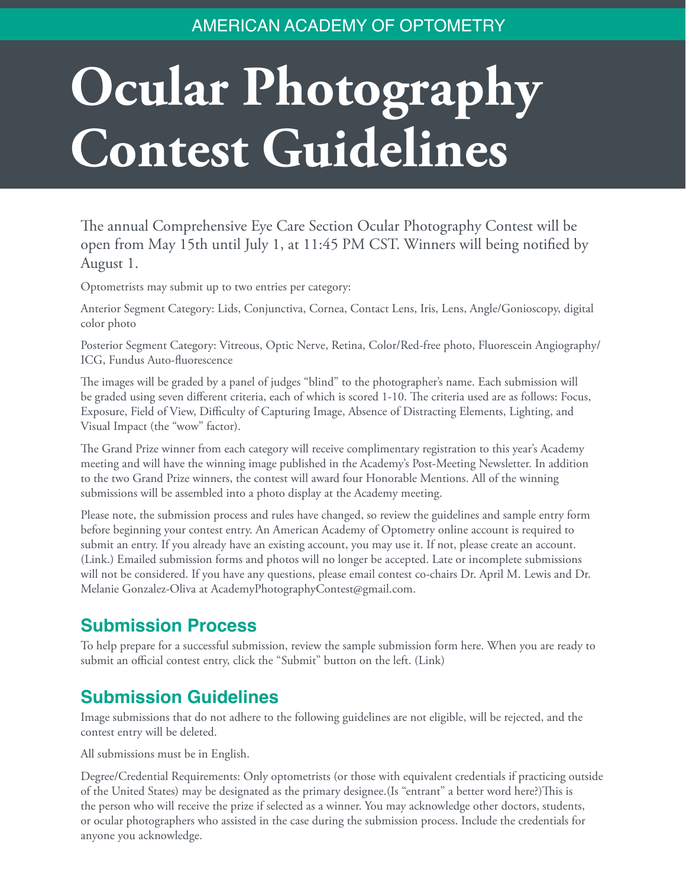AMERICAN ACADEMY OF OPTOMETRY

# Ocular Photography Contest Guidelines

The annual Comprehensive Eye Care Section Ocular Photography Contest will be open from May 15th until July 1, at 11:45 PM CST. Winners will being notified by August 1.

Optometrists may submit up to two entries per category:

Anterior Segment Category: Lids, Conjunctiva, Cornea, Contact Lens, Iris, Lens, Angle/Gonioscopy, digital color photo

Posterior Segment Category: Vitreous, Optic Nerve, Retina, Color/Red-free photo, Fluorescein Angiography/ICG, Fundus Auto-fluorescence

The images will be graded by a panel of judges "blind" to the photographer's name. Each submission will be graded using seven different criteria, each of which is scored 1-10. The criteria used are as follows: Focus, Exposure, Field of View, Difficulty of Capturing Image, Absence of Distracting Elements, Lighting, and Visual Impact (the "wow" factor).

The Grand Prize winner from each category will receive complimentary registration to this year's Academy meeting and will have the winning image published in the Academy's Post-Meeting Newsletter. In addition to the two Grand Prize winners, the contest will award four Honorable Mentions. All of the winning submissions will be assembled into a photo display at the Academy meeting.

Please note, the submission process and rules have changed, so review the guidelines and sample entry form before beginning your contest entry. An American Academy of Optometry online account is required to submit an entry. If you already have an existing account, you may use it. If not, please create an account. (Link.) Emailed submission forms and photos will no longer be accepted. Late or incomplete submissions will not be considered. If you have any questions, please email contest co-chairs Dr. April M. Lewis and Dr. Melanie Gonzalez-Oliva at AcademyPhotographyContest@gmail.com.

## Submission Process

To help prepare for a successful submission, review the sample submission form here. When you are ready to submit an official contest entry, click the "Submit" button on the left. (Link)

## Submission Guidelines

Image submissions that do not adhere to the following guidelines are not eligible, will be rejected, and the contest entry will be deleted.

All submissions must be in English.

Degree/Credential Requirements: Only optometrists (or those with equivalent credentials if practicing outside of the United States) may be designated as the primary designee.(Is "entrant" a better word here?)This is the person who will receive the prize if selected as a winner. You may acknowledge other doctors, students, or ocular photographers who assisted in the case during the submission process. Include the credentials for anyone you acknowledge.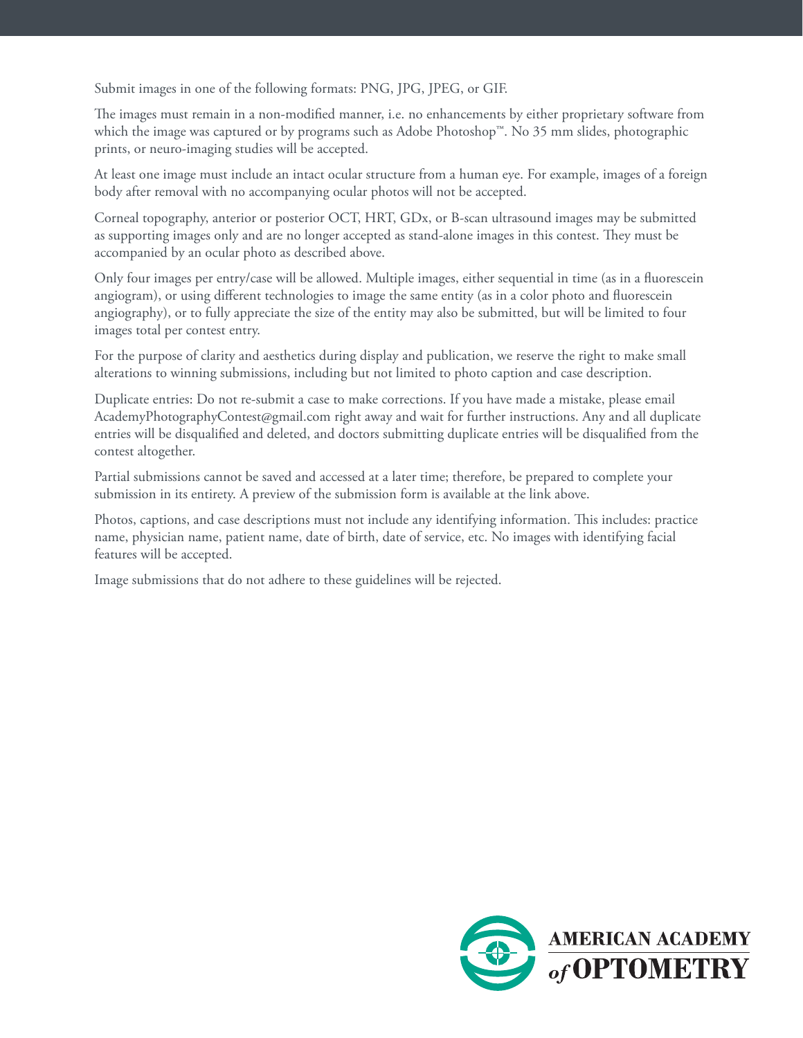Submit images in one of the following formats: PNG, JPG, JPEG, or GIF.

The images must remain in a non-modified manner, i.e. no enhancements by either proprietary software from which the image was captured or by programs such as Adobe Photoshop™. No 35 mm slides, photographic prints, or neuro-imaging studies will be accepted.

At least one image must include an intact ocular structure from a human eye. For example, images of a foreign body after removal with no accompanying ocular photos will not be accepted.

Corneal topography, anterior or posterior OCT, HRT, GDx, or B-scan ultrasound images may be submitted as supporting images only and are no longer accepted as stand-alone images in this contest. They must be accompanied by an ocular photo as described above.

Only four images per entry/case will be allowed. Multiple images, either sequential in time (as in a fluorescein angiogram), or using different technologies to image the same entity (as in a color photo and fluorescein angiography), or to fully appreciate the size of the entity may also be submitted, but will be limited to four images total per contest entry.

For the purpose of clarity and aesthetics during display and publication, we reserve the right to make small alterations to winning submissions, including but not limited to photo caption and case description.

Duplicate entries: Do not re-submit a case to make corrections. If you have made a mistake, please email AcademyPhotographyContest@gmail.com right away and wait for further instructions. Any and all duplicate entries will be disqualified and deleted, and doctors submitting duplicate entries will be disqualified from the contest altogether.

Partial submissions cannot be saved and accessed at a later time; therefore, be prepared to complete your submission in its entirety. A preview of the submission form is available at the link above.

Photos, captions, and case descriptions must not include any identifying information. This includes: practice name, physician name, patient name, date of birth, date of service, etc. No images with identifying facial features will be accepted.

Image submissions that do not adhere to these guidelines will be rejected.

AMERICAN ACADEMY *of* OPTOMETRY